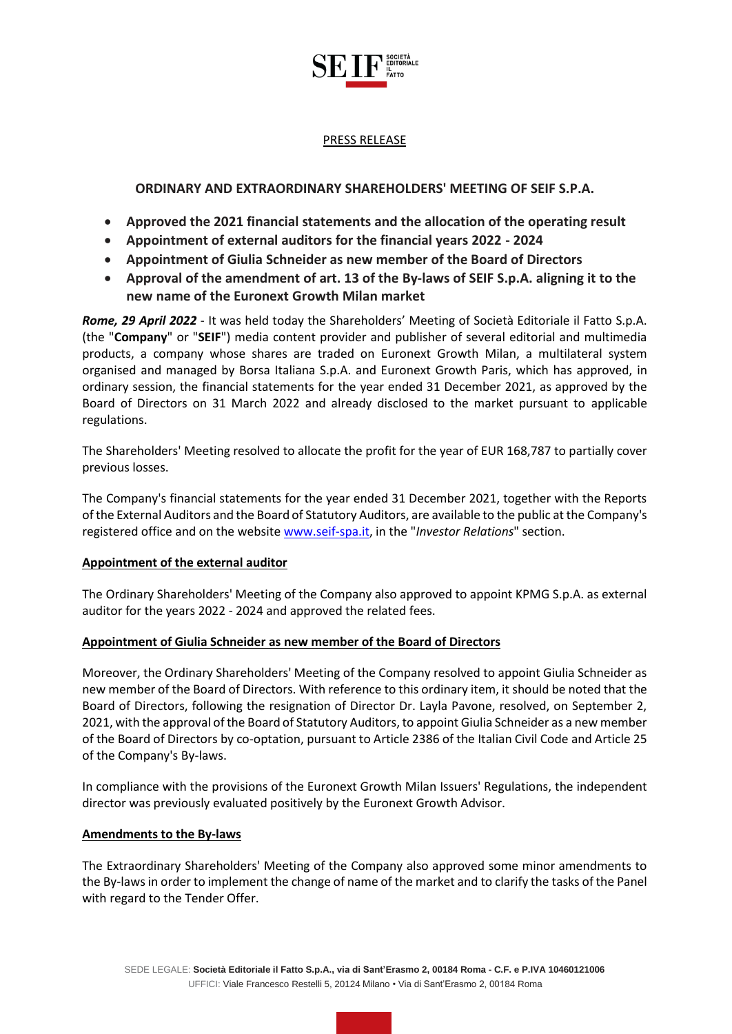PRESS RELEASE

## ORDINARY AND EXTRAORDINARY SHAREHOLDERS' MEETING OF SEIF S.P.A.

- **Approved the 2021 financial statements and the allocation of the operating result**
- **Appointment of external auditors for the financial years 2022 - 2024**
- **Appointment of Giulia Schneider as new member of the Board of Directors**
- **Approval of the amendment of art. 13 of the By-laws of SEIF S.p.A. aligning it to the new name of the Euronext Growth Milan market**

***Rome, 29 April 2022*** - It was held today the Shareholders' Meeting of Società Editoriale il Fatto S.p.A. (the "**Company**" or "**SEIF**") media content provider and publisher of several editorial and multimedia products, a company whose shares are traded on Euronext Growth Milan, a multilateral system organised and managed by Borsa Italiana S.p.A. and Euronext Growth Paris, which has approved, in ordinary session, the financial statements for the year ended 31 December 2021, as approved by the Board of Directors on 31 March 2022 and already disclosed to the market pursuant to applicable regulations.

The Shareholders' Meeting resolved to allocate the profit for the year of EUR 168,787 to partially cover previous losses.

The Company's financial statements for the year ended 31 December 2021, together with the Reports of the External Auditors and the Board of Statutory Auditors, are available to the public at the Company's registered office and on the website www.seif-spa.it, in the "*Investor Relations*" section.

### Appointment of the external auditor

The Ordinary Shareholders' Meeting of the Company also approved to appoint KPMG S.p.A. as external auditor for the years 2022 - 2024 and approved the related fees.

### Appointment of Giulia Schneider as new member of the Board of Directors

Moreover, the Ordinary Shareholders' Meeting of the Company resolved to appoint Giulia Schneider as new member of the Board of Directors. With reference to this ordinary item, it should be noted that the Board of Directors, following the resignation of Director Dr. Layla Pavone, resolved, on September 2, 2021, with the approval of the Board of Statutory Auditors, to appoint Giulia Schneider as a new member of the Board of Directors by co-optation, pursuant to Article 2386 of the Italian Civil Code and Article 25 of the Company's By-laws.

In compliance with the provisions of the Euronext Growth Milan Issuers' Regulations, the independent director was previously evaluated positively by the Euronext Growth Advisor.

### Amendments to the By-laws

The Extraordinary Shareholders' Meeting of the Company also approved some minor amendments to the By-laws in order to implement the change of name of the market and to clarify the tasks of the Panel with regard to the Tender Offer.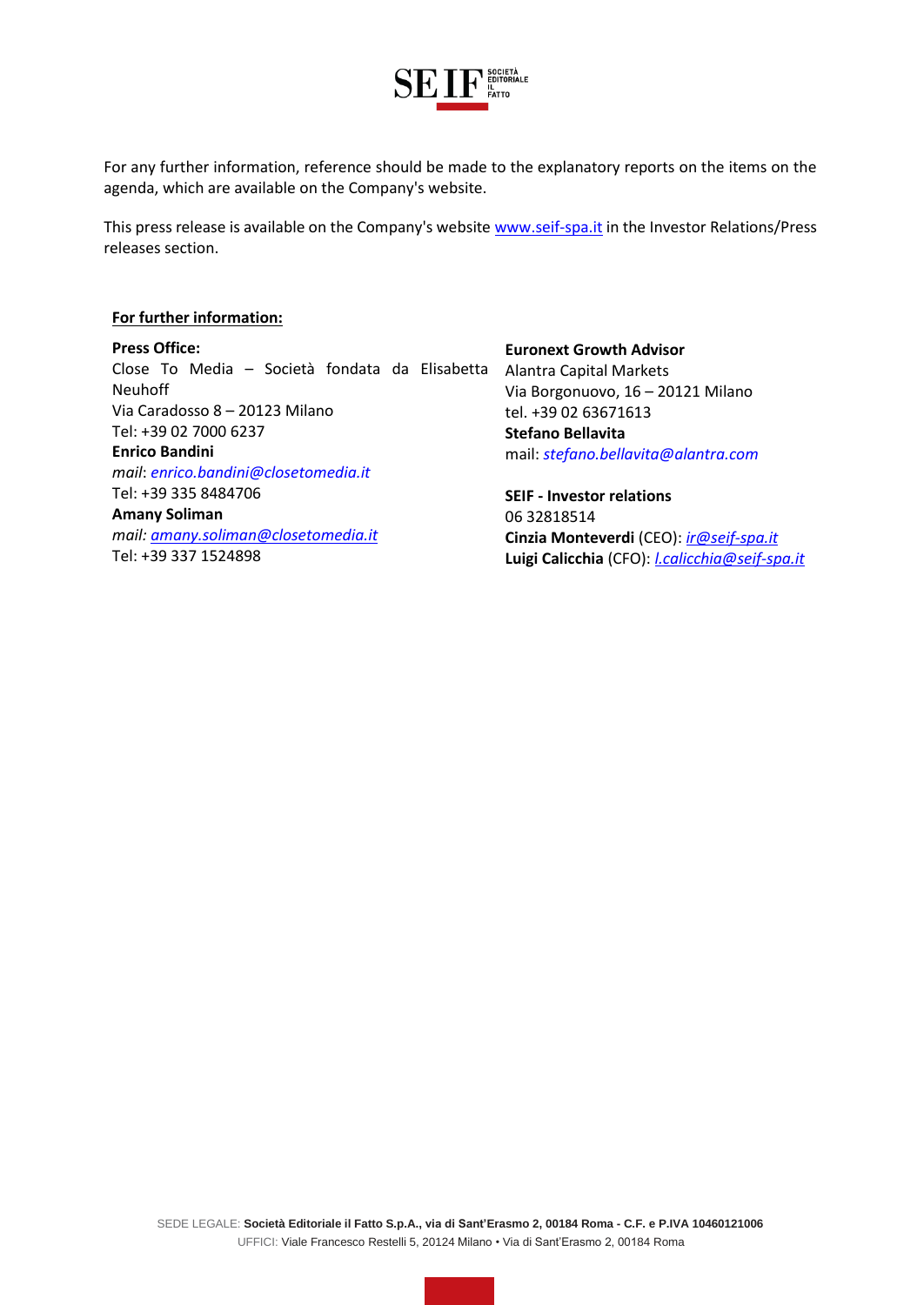For any further information, reference should be made to the explanatory reports on the items on the agenda, which are available on the Company's website.

This press release is available on the Company's website www.seif-spa.it in the Investor Relations/Press releases section.

**For further information:**

**Press Office:**
Close To Media – Società fondata da Elisabetta Neuhoff
Via Caradosso 8 – 20123 Milano
Tel: +39 02 7000 6237
**Enrico Bandini**
*mail*: *enrico.bandini@closetomedia.it*
Tel: +39 335 8484706
**Amany Soliman**
*mail: amany.soliman@closetomedia.it*
Tel: +39 337 1524898

**Euronext Growth Advisor**
Alantra Capital Markets
Via Borgonuovo, 16 – 20121 Milano
tel. +39 02 63671613
**Stefano Bellavita**
mail: *stefano.bellavita@alantra.com*

**SEIF - Investor relations**
06 32818514
**Cinzia Monteverdi** (CEO): *ir@seif-spa.it*
**Luigi Calicchia** (CFO): *l.calicchia@seif-spa.it*